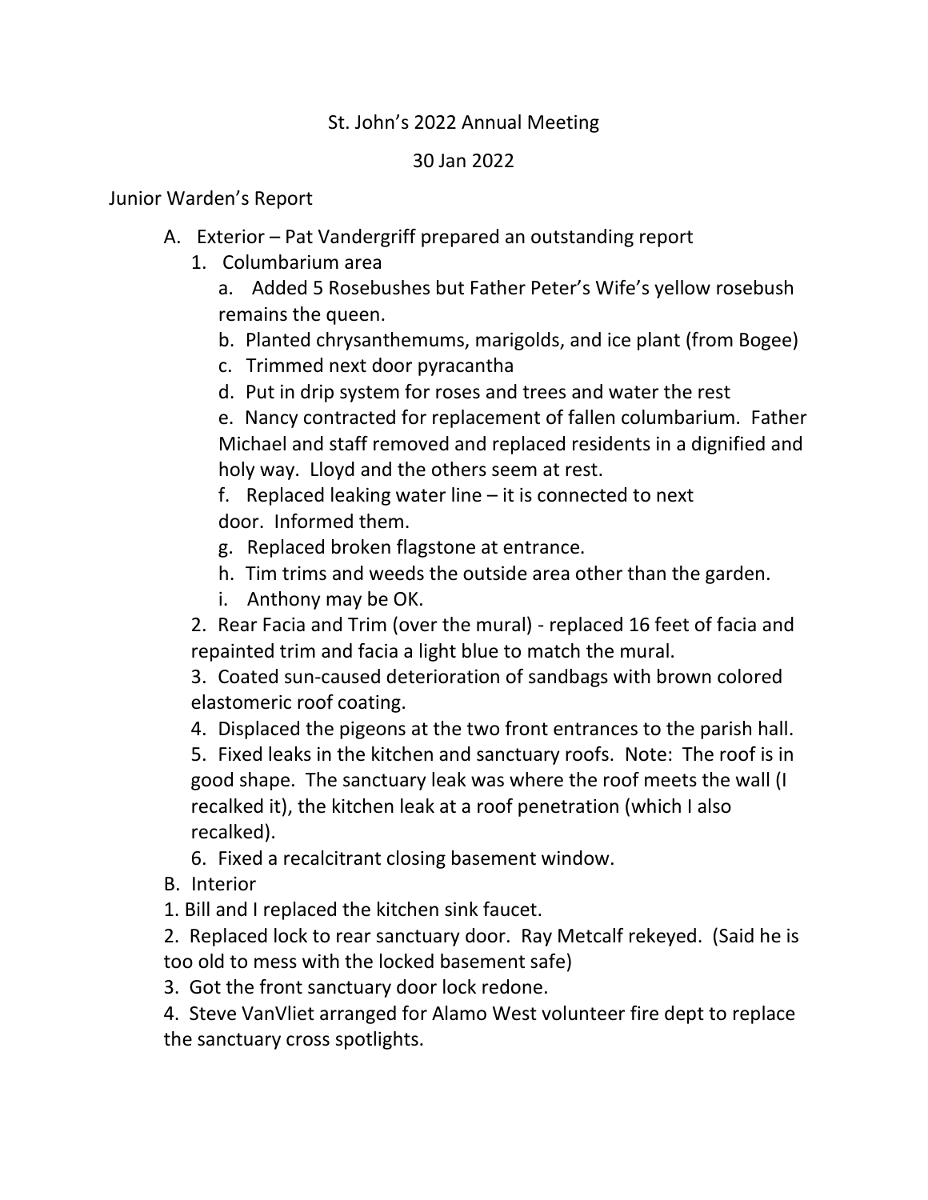# St. John's 2022 Annual Meeting

30 Jan 2022

## Junior Warden's Report

A. Exterior – Pat Vandergriff prepared an outstanding report

1. Columbarium area

   a. Added 5 Rosebushes but Father Peter's Wife's yellow rosebush remains the queen.

   b. Planted chrysanthemums, marigolds, and ice plant (from Bogee)

   c. Trimmed next door pyracantha

   d. Put in drip system for roses and trees and water the rest

   e. Nancy contracted for replacement of fallen columbarium. Father Michael and staff removed and replaced residents in a dignified and holy way. Lloyd and the others seem at rest.

   f. Replaced leaking water line – it is connected to next door. Informed them.

   g. Replaced broken flagstone at entrance.

   h. Tim trims and weeds the outside area other than the garden.

   i. Anthony may be OK.

2. Rear Facia and Trim (over the mural) - replaced 16 feet of facia and repainted trim and facia a light blue to match the mural.

3. Coated sun-caused deterioration of sandbags with brown colored elastomeric roof coating.

4. Displaced the pigeons at the two front entrances to the parish hall.

5. Fixed leaks in the kitchen and sanctuary roofs. Note: The roof is in good shape. The sanctuary leak was where the roof meets the wall (I recalked it), the kitchen leak at a roof penetration (which I also recalked).

6. Fixed a recalcitrant closing basement window.

B. Interior

1. Bill and I replaced the kitchen sink faucet.

2. Replaced lock to rear sanctuary door. Ray Metcalf rekeyed. (Said he is too old to mess with the locked basement safe)

3. Got the front sanctuary door lock redone.

4. Steve VanVliet arranged for Alamo West volunteer fire dept to replace the sanctuary cross spotlights.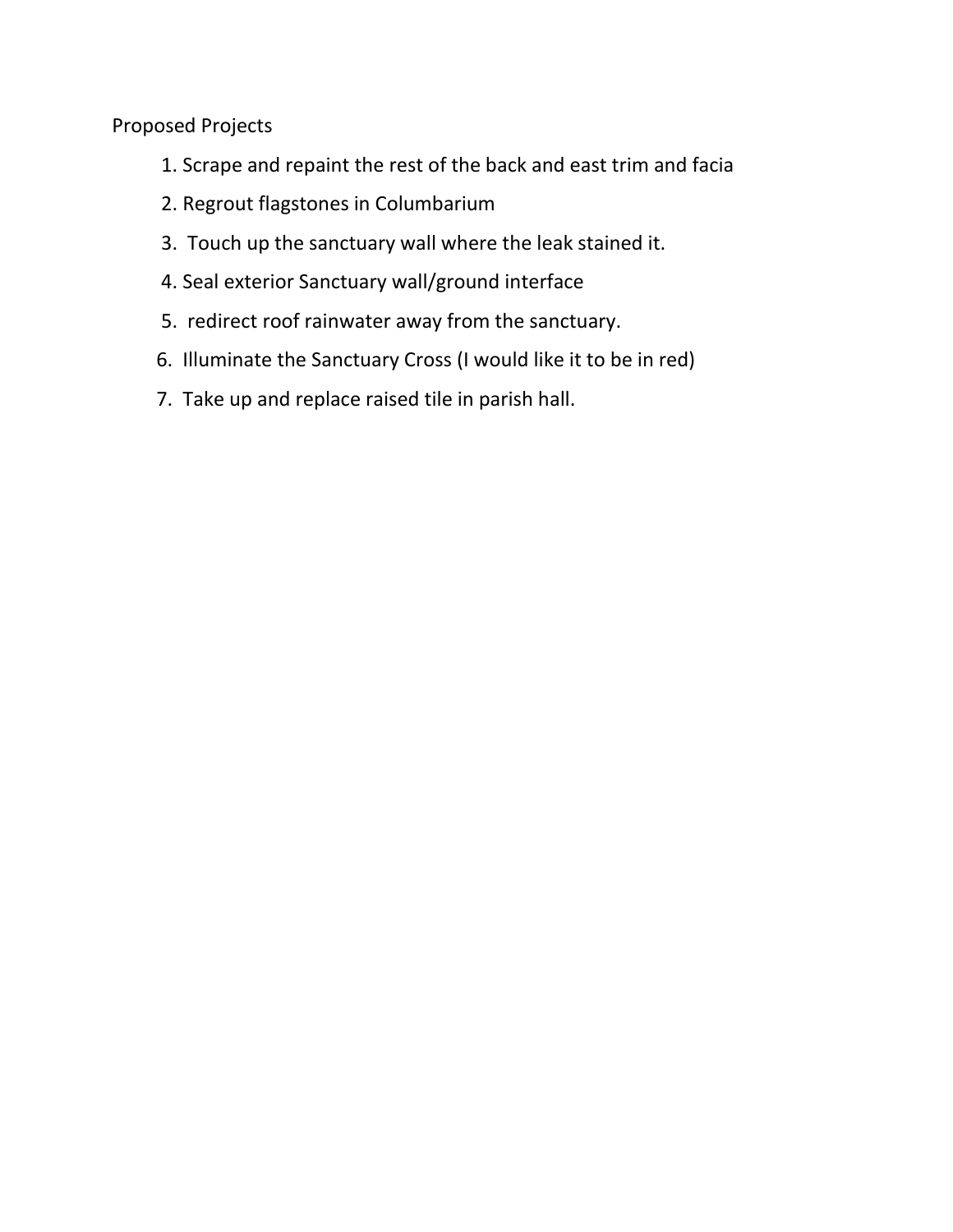Proposed Projects

1. Scrape and repaint the rest of the back and east trim and facia
2. Regrout flagstones in Columbarium
3. Touch up the sanctuary wall where the leak stained it.
4. Seal exterior Sanctuary wall/ground interface
5. redirect roof rainwater away from the sanctuary.
6. Illuminate the Sanctuary Cross (I would like it to be in red)
7. Take up and replace raised tile in parish hall.